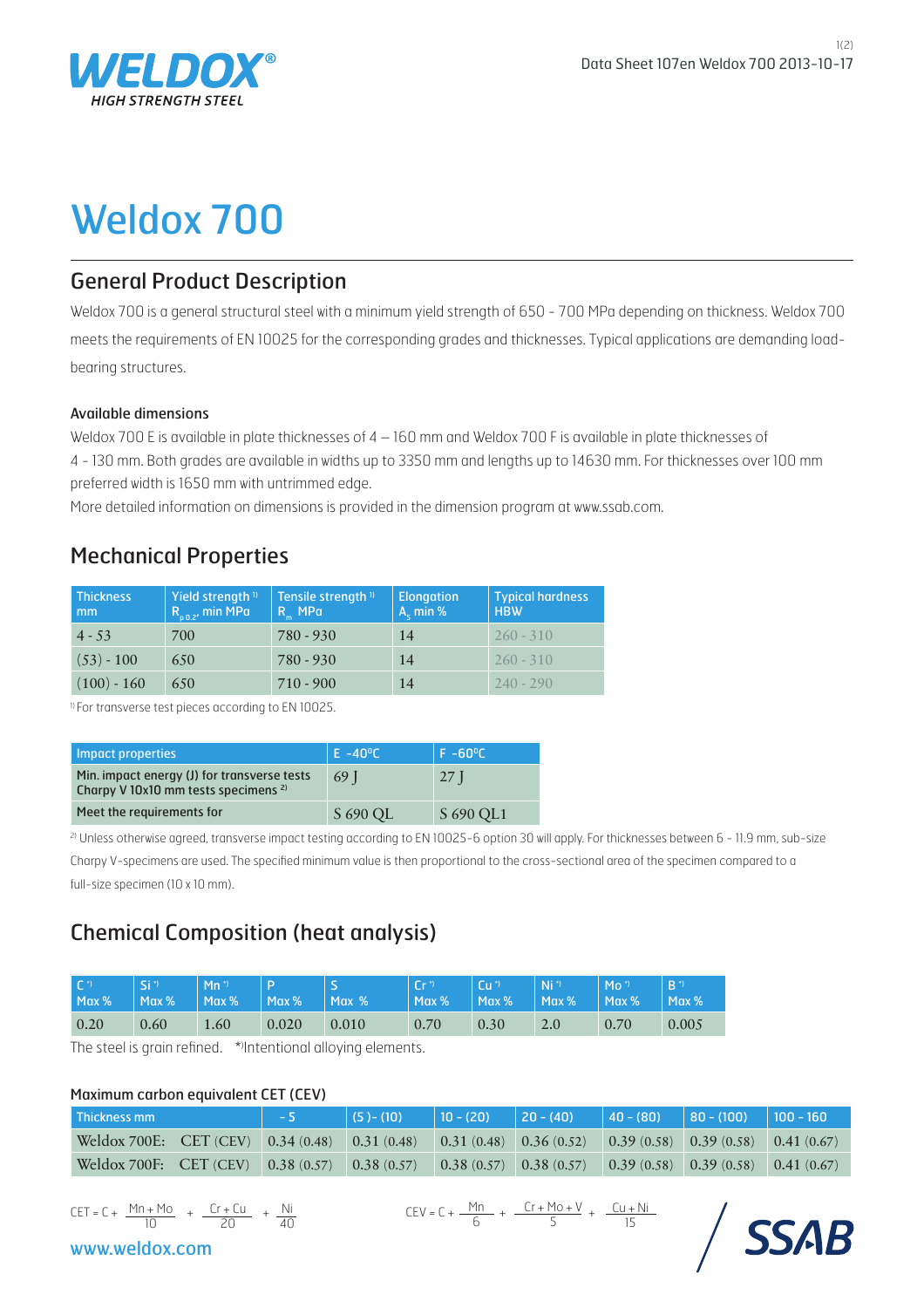# Weldox 700

## General Product Description

Weldox 700 is a general structural steel with a minimum yield strength of 650 - 700 MPa depending on thickness. Weldox 700 meets the requirements of EN 10025 for the corresponding grades and thicknesses. Typical applications are demanding load-bearing structures.

### Available dimensions

Weldox 700 E is available in plate thicknesses of 4 – 160 mm and Weldox 700 F is available in plate thicknesses of 4 - 130 mm. Both grades are available in widths up to 3350 mm and lengths up to 14630 mm. For thicknesses over 100 mm preferred width is 1650 mm with untrimmed edge.

More detailed information on dimensions is provided in the dimension program at www.ssab.com.

## Mechanical Properties

| Thickness mm | Yield strength [1] $R_{p0.2}$, min MPa | Tensile strength [1] $R_m$ MPa | Elongation $A_5$ min % | Typical hardness HBW |
|---|---|---|---|---|
| 4 - 53 | 700 | 780 - 930 | 14 | 260 - 310 |
| (53) - 100 | 650 | 780 - 930 | 14 | 260 - 310 |
| (100) - 160 | 650 | 710 - 900 | 14 | 240 - 290 |

[1] For transverse test pieces according to EN 10025.

| Impact properties | E -40°C | F -60°C |
|---|---|---|
| Min. impact energy (J) for transverse tests Charpy V 10x10 mm tests specimens [2] | 69 J | 27 J |
| Meet the requirements for | S 690 QL | S 690 QL1 |

[2] Unless otherwise agreed, transverse impact testing according to EN 10025-6 option 30 will apply. For thicknesses between 6 - 11.9 mm, sub-size Charpy V-specimens are used. The specified minimum value is then proportional to the cross-sectional area of the specimen compared to a full-size specimen (10 x 10 mm).

## Chemical Composition (heat analysis)

| C * Max % | Si * Max % | Mn * Max % | P Max % | S Max % | Cr * Max % | Cu * Max % | Ni * Max % | Mo * Max % | B * Max % |
|---|---|---|---|---|---|---|---|---|---|
| 0.20 | 0.60 | 1.60 | 0.020 | 0.010 | 0.70 | 0.30 | 2.0 | 0.70 | 0.005 |

The steel is grain refined. *)Intentional alloying elements.

### Maximum carbon equivalent CET (CEV)

| Thickness mm | | - 5 | (5 )- (10) | 10 - (20) | 20 - (40) | 40 - (80) | 80 - (100) | 100 - 160 |
|---|---|---|---|---|---|---|---|---|
| Weldox 700E: | CET (CEV) | 0.34 (0.48) | 0.31 (0.48) | 0.31 (0.48) | 0.36 (0.52) | 0.39 (0.58) | 0.39 (0.58) | 0.41 (0.67) |
| Weldox 700F: | CET (CEV) | 0.38 (0.57) | 0.38 (0.57) | 0.38 (0.57) | 0.38 (0.57) | 0.39 (0.58) | 0.39 (0.58) | 0.41 (0.67) |

$$CET = C + \frac{Mn + Mo}{10} + \frac{Cr + Cu}{20} + \frac{Ni}{40}$$

$$CEV = C + \frac{Mn}{6} + \frac{Cr + Mo + V}{5} + \frac{Cu + Ni}{15}$$

www.weldox.com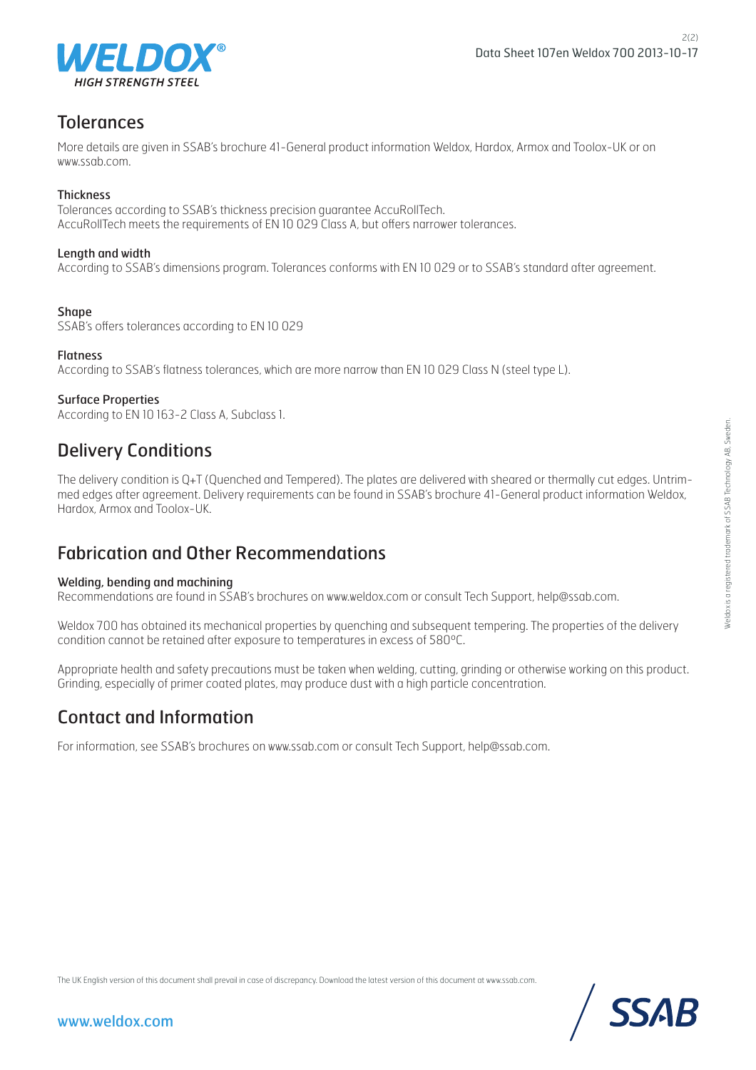## Tolerances

More details are given in SSAB's brochure 41-General product information Weldox, Hardox, Armox and Toolox-UK or on www.ssab.com.

### Thickness

Tolerances according to SSAB's thickness precision guarantee AccuRollTech.
AccuRollTech meets the requirements of EN 10 029 Class A, but offers narrower tolerances.

### Length and width

According to SSAB's dimensions program. Tolerances conforms with EN 10 029 or to SSAB's standard after agreement.

### Shape

SSAB's offers tolerances according to EN 10 029

### Flatness

According to SSAB's flatness tolerances, which are more narrow than EN 10 029 Class N (steel type L).

### Surface Properties

According to EN 10 163-2 Class A, Subclass 1.

## Delivery Conditions

The delivery condition is Q+T (Quenched and Tempered). The plates are delivered with sheared or thermally cut edges. Untrimmed edges after agreement. Delivery requirements can be found in SSAB's brochure 41-General product information Weldox, Hardox, Armox and Toolox-UK.

## Fabrication and Other Recommendations

### Welding, bending and machining

Recommendations are found in SSAB's brochures on www.weldox.com or consult Tech Support, help@ssab.com.

Weldox 700 has obtained its mechanical properties by quenching and subsequent tempering. The properties of the delivery condition cannot be retained after exposure to temperatures in excess of 580°C.

Appropriate health and safety precautions must be taken when welding, cutting, grinding or otherwise working on this product. Grinding, especially of primer coated plates, may produce dust with a high particle concentration.

## Contact and Information

For information, see SSAB's brochures on www.ssab.com or consult Tech Support, help@ssab.com.

The UK English version of this document shall prevail in case of discrepancy. Download the latest version of this document at www.ssab.com.

Weldox is a registered trademark of SSAB Technology AB, Sweden.